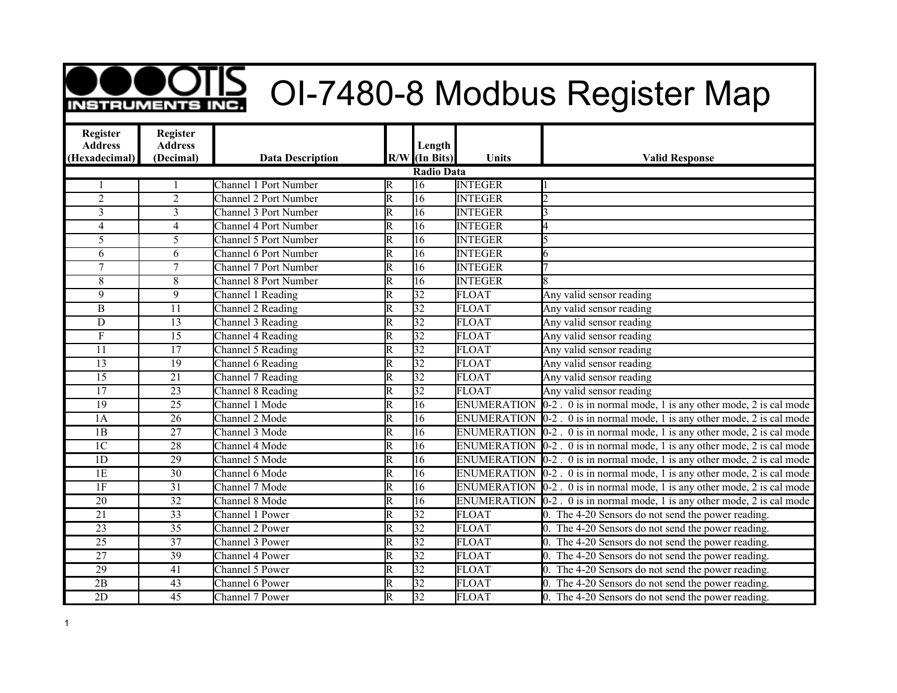# OI-7480-8 Modbus Register Map

OTIS INSTRUMENTS INC.

| Register Address (Hexadecimal) | Register Address (Decimal) | Data Description | R/W | Length (In Bits) | Units | Valid Response |
|---|---|---|---|---|---|---|
| | | | | **Radio Data** | | |
| 1 | 1 | Channel 1 Port Number | R | 16 | INTEGER | 1 |
| 2 | 2 | Channel 2 Port Number | R | 16 | INTEGER | 2 |
| 3 | 3 | Channel 3 Port Number | R | 16 | INTEGER | 3 |
| 4 | 4 | Channel 4 Port Number | R | 16 | INTEGER | 4 |
| 5 | 5 | Channel 5 Port Number | R | 16 | INTEGER | 5 |
| 6 | 6 | Channel 6 Port Number | R | 16 | INTEGER | 6 |
| 7 | 7 | Channel 7 Port Number | R | 16 | INTEGER | 7 |
| 8 | 8 | Channel 8 Port Number | R | 16 | INTEGER | 8 |
| 9 | 9 | Channel 1 Reading | R | 32 | FLOAT | Any valid sensor reading |
| B | 11 | Channel 2 Reading | R | 32 | FLOAT | Any valid sensor reading |
| D | 13 | Channel 3 Reading | R | 32 | FLOAT | Any valid sensor reading |
| F | 15 | Channel 4 Reading | R | 32 | FLOAT | Any valid sensor reading |
| 11 | 17 | Channel 5 Reading | R | 32 | FLOAT | Any valid sensor reading |
| 13 | 19 | Channel 6 Reading | R | 32 | FLOAT | Any valid sensor reading |
| 15 | 21 | Channel 7 Reading | R | 32 | FLOAT | Any valid sensor reading |
| 17 | 23 | Channel 8 Reading | R | 32 | FLOAT | Any valid sensor reading |
| 19 | 25 | Channel 1 Mode | R | 16 | ENUMERATION | 0-2 . 0 is in normal mode, 1 is any other mode, 2 is cal mode |
| 1A | 26 | Channel 2 Mode | R | 16 | ENUMERATION | 0-2 . 0 is in normal mode, 1 is any other mode, 2 is cal mode |
| 1B | 27 | Channel 3 Mode | R | 16 | ENUMERATION | 0-2 . 0 is in normal mode, 1 is any other mode, 2 is cal mode |
| 1C | 28 | Channel 4 Mode | R | 16 | ENUMERATION | 0-2 . 0 is in normal mode, 1 is any other mode, 2 is cal mode |
| 1D | 29 | Channel 5 Mode | R | 16 | ENUMERATION | 0-2 . 0 is in normal mode, 1 is any other mode, 2 is cal mode |
| 1E | 30 | Channel 6 Mode | R | 16 | ENUMERATION | 0-2 . 0 is in normal mode, 1 is any other mode, 2 is cal mode |
| 1F | 31 | Channel 7 Mode | R | 16 | ENUMERATION | 0-2 . 0 is in normal mode, 1 is any other mode, 2 is cal mode |
| 20 | 32 | Channel 8 Mode | R | 16 | ENUMERATION | 0-2 . 0 is in normal mode, 1 is any other mode, 2 is cal mode |
| 21 | 33 | Channel 1 Power | R | 32 | FLOAT | 0. The 4-20 Sensors do not send the power reading. |
| 23 | 35 | Channel 2 Power | R | 32 | FLOAT | 0. The 4-20 Sensors do not send the power reading. |
| 25 | 37 | Channel 3 Power | R | 32 | FLOAT | 0. The 4-20 Sensors do not send the power reading. |
| 27 | 39 | Channel 4 Power | R | 32 | FLOAT | 0. The 4-20 Sensors do not send the power reading. |
| 29 | 41 | Channel 5 Power | R | 32 | FLOAT | 0. The 4-20 Sensors do not send the power reading. |
| 2B | 43 | Channel 6 Power | R | 32 | FLOAT | 0. The 4-20 Sensors do not send the power reading. |
| 2D | 45 | Channel 7 Power | R | 32 | FLOAT | 0. The 4-20 Sensors do not send the power reading. |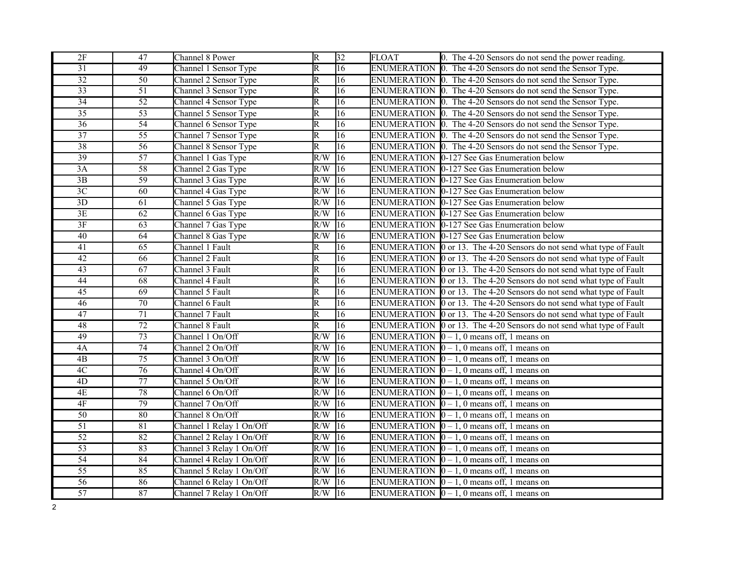| 2F | 47 | Channel 8 Power | R | 32 | FLOAT | 0. The 4-20 Sensors do not send the power reading. |
|---|---|---|---|---|---|---|
| 31 | 49 | Channel 1 Sensor Type | R | 16 | ENUMERATION | 0. The 4-20 Sensors do not send the Sensor Type. |
| 32 | 50 | Channel 2 Sensor Type | R | 16 | ENUMERATION | 0. The 4-20 Sensors do not send the Sensor Type. |
| 33 | 51 | Channel 3 Sensor Type | R | 16 | ENUMERATION | 0. The 4-20 Sensors do not send the Sensor Type. |
| 34 | 52 | Channel 4 Sensor Type | R | 16 | ENUMERATION | 0. The 4-20 Sensors do not send the Sensor Type. |
| 35 | 53 | Channel 5 Sensor Type | R | 16 | ENUMERATION | 0. The 4-20 Sensors do not send the Sensor Type. |
| 36 | 54 | Channel 6 Sensor Type | R | 16 | ENUMERATION | 0. The 4-20 Sensors do not send the Sensor Type. |
| 37 | 55 | Channel 7 Sensor Type | R | 16 | ENUMERATION | 0. The 4-20 Sensors do not send the Sensor Type. |
| 38 | 56 | Channel 8 Sensor Type | R | 16 | ENUMERATION | 0. The 4-20 Sensors do not send the Sensor Type. |
| 39 | 57 | Channel 1 Gas Type | R/W | 16 | ENUMERATION | 0-127 See Gas Enumeration below |
| 3A | 58 | Channel 2 Gas Type | R/W | 16 | ENUMERATION | 0-127 See Gas Enumeration below |
| 3B | 59 | Channel 3 Gas Type | R/W | 16 | ENUMERATION | 0-127 See Gas Enumeration below |
| 3C | 60 | Channel 4 Gas Type | R/W | 16 | ENUMERATION | 0-127 See Gas Enumeration below |
| 3D | 61 | Channel 5 Gas Type | R/W | 16 | ENUMERATION | 0-127 See Gas Enumeration below |
| 3E | 62 | Channel 6 Gas Type | R/W | 16 | ENUMERATION | 0-127 See Gas Enumeration below |
| 3F | 63 | Channel 7 Gas Type | R/W | 16 | ENUMERATION | 0-127 See Gas Enumeration below |
| 40 | 64 | Channel 8 Gas Type | R/W | 16 | ENUMERATION | 0-127 See Gas Enumeration below |
| 41 | 65 | Channel 1 Fault | R | 16 | ENUMERATION | 0 or 13. The 4-20 Sensors do not send what type of Fault |
| 42 | 66 | Channel 2 Fault | R | 16 | ENUMERATION | 0 or 13. The 4-20 Sensors do not send what type of Fault |
| 43 | 67 | Channel 3 Fault | R | 16 | ENUMERATION | 0 or 13. The 4-20 Sensors do not send what type of Fault |
| 44 | 68 | Channel 4 Fault | R | 16 | ENUMERATION | 0 or 13. The 4-20 Sensors do not send what type of Fault |
| 45 | 69 | Channel 5 Fault | R | 16 | ENUMERATION | 0 or 13. The 4-20 Sensors do not send what type of Fault |
| 46 | 70 | Channel 6 Fault | R | 16 | ENUMERATION | 0 or 13. The 4-20 Sensors do not send what type of Fault |
| 47 | 71 | Channel 7 Fault | R | 16 | ENUMERATION | 0 or 13. The 4-20 Sensors do not send what type of Fault |
| 48 | 72 | Channel 8 Fault | R | 16 | ENUMERATION | 0 or 13. The 4-20 Sensors do not send what type of Fault |
| 49 | 73 | Channel 1 On/Off | R/W | 16 | ENUMERATION | 0 – 1, 0 means off, 1 means on |
| 4A | 74 | Channel 2 On/Off | R/W | 16 | ENUMERATION | 0 – 1, 0 means off, 1 means on |
| 4B | 75 | Channel 3 On/Off | R/W | 16 | ENUMERATION | 0 – 1, 0 means off, 1 means on |
| 4C | 76 | Channel 4 On/Off | R/W | 16 | ENUMERATION | 0 – 1, 0 means off, 1 means on |
| 4D | 77 | Channel 5 On/Off | R/W | 16 | ENUMERATION | 0 – 1, 0 means off, 1 means on |
| 4E | 78 | Channel 6 On/Off | R/W | 16 | ENUMERATION | 0 – 1, 0 means off, 1 means on |
| 4F | 79 | Channel 7 On/Off | R/W | 16 | ENUMERATION | 0 – 1, 0 means off, 1 means on |
| 50 | 80 | Channel 8 On/Off | R/W | 16 | ENUMERATION | 0 – 1, 0 means off, 1 means on |
| 51 | 81 | Channel 1 Relay 1 On/Off | R/W | 16 | ENUMERATION | 0 – 1, 0 means off, 1 means on |
| 52 | 82 | Channel 2 Relay 1 On/Off | R/W | 16 | ENUMERATION | 0 – 1, 0 means off, 1 means on |
| 53 | 83 | Channel 3 Relay 1 On/Off | R/W | 16 | ENUMERATION | 0 – 1, 0 means off, 1 means on |
| 54 | 84 | Channel 4 Relay 1 On/Off | R/W | 16 | ENUMERATION | 0 – 1, 0 means off, 1 means on |
| 55 | 85 | Channel 5 Relay 1 On/Off | R/W | 16 | ENUMERATION | 0 – 1, 0 means off, 1 means on |
| 56 | 86 | Channel 6 Relay 1 On/Off | R/W | 16 | ENUMERATION | 0 – 1, 0 means off, 1 means on |
| 57 | 87 | Channel 7 Relay 1 On/Off | R/W | 16 | ENUMERATION | 0 – 1, 0 means off, 1 means on |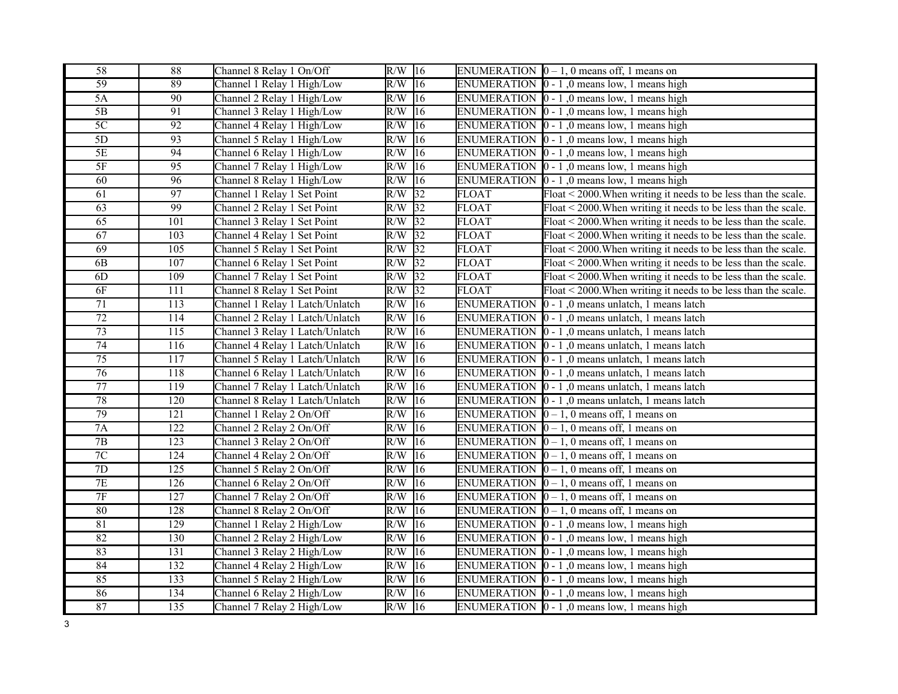| 58 | 88 | Channel 8 Relay 1 On/Off | R/W | 16 | ENUMERATION | 0 – 1, 0 means off, 1 means on |
|---|---|---|---|---|---|---|
| 59 | 89 | Channel 1 Relay 1 High/Low | R/W | 16 | ENUMERATION | 0 - 1 ,0 means low, 1 means high |
| 5A | 90 | Channel 2 Relay 1 High/Low | R/W | 16 | ENUMERATION | 0 - 1 ,0 means low, 1 means high |
| 5B | 91 | Channel 3 Relay 1 High/Low | R/W | 16 | ENUMERATION | 0 - 1 ,0 means low, 1 means high |
| 5C | 92 | Channel 4 Relay 1 High/Low | R/W | 16 | ENUMERATION | 0 - 1 ,0 means low, 1 means high |
| 5D | 93 | Channel 5 Relay 1 High/Low | R/W | 16 | ENUMERATION | 0 - 1 ,0 means low, 1 means high |
| 5E | 94 | Channel 6 Relay 1 High/Low | R/W | 16 | ENUMERATION | 0 - 1 ,0 means low, 1 means high |
| 5F | 95 | Channel 7 Relay 1 High/Low | R/W | 16 | ENUMERATION | 0 - 1 ,0 means low, 1 means high |
| 60 | 96 | Channel 8 Relay 1 High/Low | R/W | 16 | ENUMERATION | 0 - 1 ,0 means low, 1 means high |
| 61 | 97 | Channel 1 Relay 1 Set Point | R/W | 32 | FLOAT | Float < 2000.When writing it needs to be less than the scale. |
| 63 | 99 | Channel 2 Relay 1 Set Point | R/W | 32 | FLOAT | Float < 2000.When writing it needs to be less than the scale. |
| 65 | 101 | Channel 3 Relay 1 Set Point | R/W | 32 | FLOAT | Float < 2000.When writing it needs to be less than the scale. |
| 67 | 103 | Channel 4 Relay 1 Set Point | R/W | 32 | FLOAT | Float < 2000.When writing it needs to be less than the scale. |
| 69 | 105 | Channel 5 Relay 1 Set Point | R/W | 32 | FLOAT | Float < 2000.When writing it needs to be less than the scale. |
| 6B | 107 | Channel 6 Relay 1 Set Point | R/W | 32 | FLOAT | Float < 2000.When writing it needs to be less than the scale. |
| 6D | 109 | Channel 7 Relay 1 Set Point | R/W | 32 | FLOAT | Float < 2000.When writing it needs to be less than the scale. |
| 6F | 111 | Channel 8 Relay 1 Set Point | R/W | 32 | FLOAT | Float < 2000.When writing it needs to be less than the scale. |
| 71 | 113 | Channel 1 Relay 1 Latch/Unlatch | R/W | 16 | ENUMERATION | 0 - 1 ,0 means unlatch, 1 means latch |
| 72 | 114 | Channel 2 Relay 1 Latch/Unlatch | R/W | 16 | ENUMERATION | 0 - 1 ,0 means unlatch, 1 means latch |
| 73 | 115 | Channel 3 Relay 1 Latch/Unlatch | R/W | 16 | ENUMERATION | 0 - 1 ,0 means unlatch, 1 means latch |
| 74 | 116 | Channel 4 Relay 1 Latch/Unlatch | R/W | 16 | ENUMERATION | 0 - 1 ,0 means unlatch, 1 means latch |
| 75 | 117 | Channel 5 Relay 1 Latch/Unlatch | R/W | 16 | ENUMERATION | 0 - 1 ,0 means unlatch, 1 means latch |
| 76 | 118 | Channel 6 Relay 1 Latch/Unlatch | R/W | 16 | ENUMERATION | 0 - 1 ,0 means unlatch, 1 means latch |
| 77 | 119 | Channel 7 Relay 1 Latch/Unlatch | R/W | 16 | ENUMERATION | 0 - 1 ,0 means unlatch, 1 means latch |
| 78 | 120 | Channel 8 Relay 1 Latch/Unlatch | R/W | 16 | ENUMERATION | 0 - 1 ,0 means unlatch, 1 means latch |
| 79 | 121 | Channel 1 Relay 2 On/Off | R/W | 16 | ENUMERATION | 0 – 1, 0 means off, 1 means on |
| 7A | 122 | Channel 2 Relay 2 On/Off | R/W | 16 | ENUMERATION | 0 – 1, 0 means off, 1 means on |
| 7B | 123 | Channel 3 Relay 2 On/Off | R/W | 16 | ENUMERATION | 0 – 1, 0 means off, 1 means on |
| 7C | 124 | Channel 4 Relay 2 On/Off | R/W | 16 | ENUMERATION | 0 – 1, 0 means off, 1 means on |
| 7D | 125 | Channel 5 Relay 2 On/Off | R/W | 16 | ENUMERATION | 0 – 1, 0 means off, 1 means on |
| 7E | 126 | Channel 6 Relay 2 On/Off | R/W | 16 | ENUMERATION | 0 – 1, 0 means off, 1 means on |
| 7F | 127 | Channel 7 Relay 2 On/Off | R/W | 16 | ENUMERATION | 0 – 1, 0 means off, 1 means on |
| 80 | 128 | Channel 8 Relay 2 On/Off | R/W | 16 | ENUMERATION | 0 – 1, 0 means off, 1 means on |
| 81 | 129 | Channel 1 Relay 2 High/Low | R/W | 16 | ENUMERATION | 0 - 1 ,0 means low, 1 means high |
| 82 | 130 | Channel 2 Relay 2 High/Low | R/W | 16 | ENUMERATION | 0 - 1 ,0 means low, 1 means high |
| 83 | 131 | Channel 3 Relay 2 High/Low | R/W | 16 | ENUMERATION | 0 - 1 ,0 means low, 1 means high |
| 84 | 132 | Channel 4 Relay 2 High/Low | R/W | 16 | ENUMERATION | 0 - 1 ,0 means low, 1 means high |
| 85 | 133 | Channel 5 Relay 2 High/Low | R/W | 16 | ENUMERATION | 0 - 1 ,0 means low, 1 means high |
| 86 | 134 | Channel 6 Relay 2 High/Low | R/W | 16 | ENUMERATION | 0 - 1 ,0 means low, 1 means high |
| 87 | 135 | Channel 7 Relay 2 High/Low | R/W | 16 | ENUMERATION | 0 - 1 ,0 means low, 1 means high |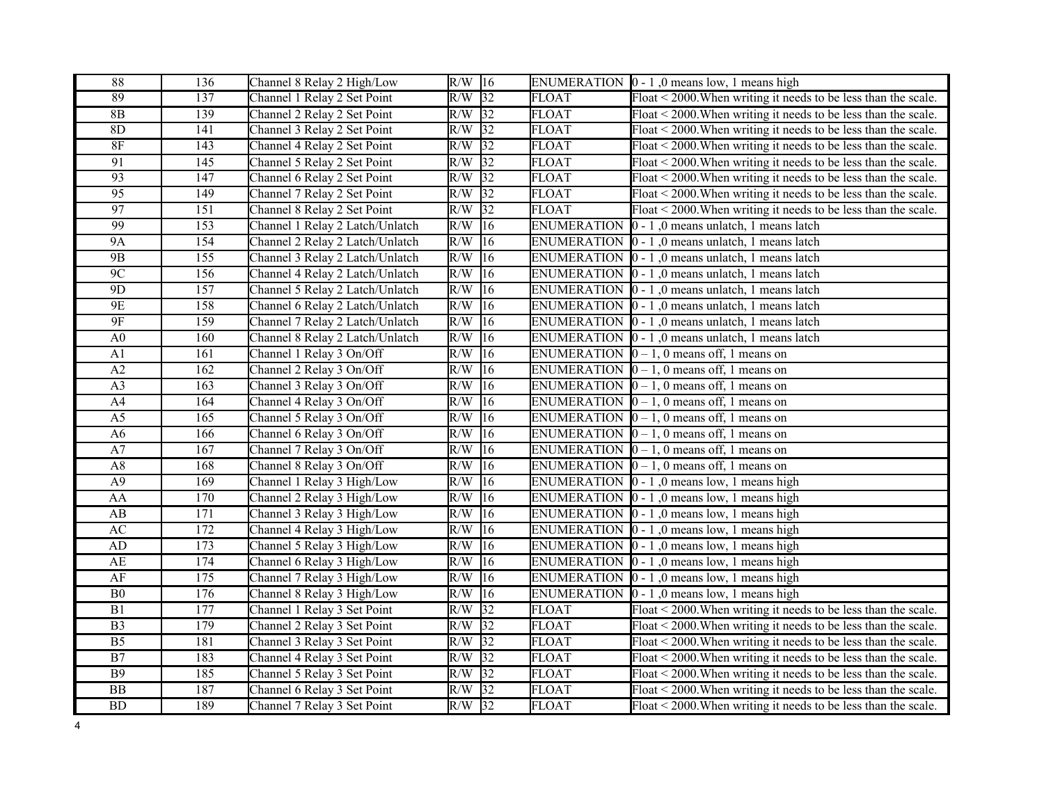| | | | | | | |
|---|---|---|---|---|---|---|
| 88 | 136 | Channel 8 Relay 2 High/Low | R/W | 16 | ENUMERATION | 0 - 1 ,0 means low, 1 means high |
| 89 | 137 | Channel 1 Relay 2 Set Point | R/W | 32 | FLOAT | Float < 2000.When writing it needs to be less than the scale. |
| 8B | 139 | Channel 2 Relay 2 Set Point | R/W | 32 | FLOAT | Float < 2000.When writing it needs to be less than the scale. |
| 8D | 141 | Channel 3 Relay 2 Set Point | R/W | 32 | FLOAT | Float < 2000.When writing it needs to be less than the scale. |
| 8F | 143 | Channel 4 Relay 2 Set Point | R/W | 32 | FLOAT | Float < 2000.When writing it needs to be less than the scale. |
| 91 | 145 | Channel 5 Relay 2 Set Point | R/W | 32 | FLOAT | Float < 2000.When writing it needs to be less than the scale. |
| 93 | 147 | Channel 6 Relay 2 Set Point | R/W | 32 | FLOAT | Float < 2000.When writing it needs to be less than the scale. |
| 95 | 149 | Channel 7 Relay 2 Set Point | R/W | 32 | FLOAT | Float < 2000.When writing it needs to be less than the scale. |
| 97 | 151 | Channel 8 Relay 2 Set Point | R/W | 32 | FLOAT | Float < 2000.When writing it needs to be less than the scale. |
| 99 | 153 | Channel 1 Relay 2 Latch/Unlatch | R/W | 16 | ENUMERATION | 0 - 1 ,0 means unlatch, 1 means latch |
| 9A | 154 | Channel 2 Relay 2 Latch/Unlatch | R/W | 16 | ENUMERATION | 0 - 1 ,0 means unlatch, 1 means latch |
| 9B | 155 | Channel 3 Relay 2 Latch/Unlatch | R/W | 16 | ENUMERATION | 0 - 1 ,0 means unlatch, 1 means latch |
| 9C | 156 | Channel 4 Relay 2 Latch/Unlatch | R/W | 16 | ENUMERATION | 0 - 1 ,0 means unlatch, 1 means latch |
| 9D | 157 | Channel 5 Relay 2 Latch/Unlatch | R/W | 16 | ENUMERATION | 0 - 1 ,0 means unlatch, 1 means latch |
| 9E | 158 | Channel 6 Relay 2 Latch/Unlatch | R/W | 16 | ENUMERATION | 0 - 1 ,0 means unlatch, 1 means latch |
| 9F | 159 | Channel 7 Relay 2 Latch/Unlatch | R/W | 16 | ENUMERATION | 0 - 1 ,0 means unlatch, 1 means latch |
| A0 | 160 | Channel 8 Relay 2 Latch/Unlatch | R/W | 16 | ENUMERATION | 0 - 1 ,0 means unlatch, 1 means latch |
| A1 | 161 | Channel 1 Relay 3 On/Off | R/W | 16 | ENUMERATION | 0 – 1, 0 means off, 1 means on |
| A2 | 162 | Channel 2 Relay 3 On/Off | R/W | 16 | ENUMERATION | 0 – 1, 0 means off, 1 means on |
| A3 | 163 | Channel 3 Relay 3 On/Off | R/W | 16 | ENUMERATION | 0 – 1, 0 means off, 1 means on |
| A4 | 164 | Channel 4 Relay 3 On/Off | R/W | 16 | ENUMERATION | 0 – 1, 0 means off, 1 means on |
| A5 | 165 | Channel 5 Relay 3 On/Off | R/W | 16 | ENUMERATION | 0 – 1, 0 means off, 1 means on |
| A6 | 166 | Channel 6 Relay 3 On/Off | R/W | 16 | ENUMERATION | 0 – 1, 0 means off, 1 means on |
| A7 | 167 | Channel 7 Relay 3 On/Off | R/W | 16 | ENUMERATION | 0 – 1, 0 means off, 1 means on |
| A8 | 168 | Channel 8 Relay 3 On/Off | R/W | 16 | ENUMERATION | 0 – 1, 0 means off, 1 means on |
| A9 | 169 | Channel 1 Relay 3 High/Low | R/W | 16 | ENUMERATION | 0 - 1 ,0 means low, 1 means high |
| AA | 170 | Channel 2 Relay 3 High/Low | R/W | 16 | ENUMERATION | 0 - 1 ,0 means low, 1 means high |
| AB | 171 | Channel 3 Relay 3 High/Low | R/W | 16 | ENUMERATION | 0 - 1 ,0 means low, 1 means high |
| AC | 172 | Channel 4 Relay 3 High/Low | R/W | 16 | ENUMERATION | 0 - 1 ,0 means low, 1 means high |
| AD | 173 | Channel 5 Relay 3 High/Low | R/W | 16 | ENUMERATION | 0 - 1 ,0 means low, 1 means high |
| AE | 174 | Channel 6 Relay 3 High/Low | R/W | 16 | ENUMERATION | 0 - 1 ,0 means low, 1 means high |
| AF | 175 | Channel 7 Relay 3 High/Low | R/W | 16 | ENUMERATION | 0 - 1 ,0 means low, 1 means high |
| B0 | 176 | Channel 8 Relay 3 High/Low | R/W | 16 | ENUMERATION | 0 - 1 ,0 means low, 1 means high |
| B1 | 177 | Channel 1 Relay 3 Set Point | R/W | 32 | FLOAT | Float < 2000.When writing it needs to be less than the scale. |
| B3 | 179 | Channel 2 Relay 3 Set Point | R/W | 32 | FLOAT | Float < 2000.When writing it needs to be less than the scale. |
| B5 | 181 | Channel 3 Relay 3 Set Point | R/W | 32 | FLOAT | Float < 2000.When writing it needs to be less than the scale. |
| B7 | 183 | Channel 4 Relay 3 Set Point | R/W | 32 | FLOAT | Float < 2000.When writing it needs to be less than the scale. |
| B9 | 185 | Channel 5 Relay 3 Set Point | R/W | 32 | FLOAT | Float < 2000.When writing it needs to be less than the scale. |
| BB | 187 | Channel 6 Relay 3 Set Point | R/W | 32 | FLOAT | Float < 2000.When writing it needs to be less than the scale. |
| BD | 189 | Channel 7 Relay 3 Set Point | R/W | 32 | FLOAT | Float < 2000.When writing it needs to be less than the scale. |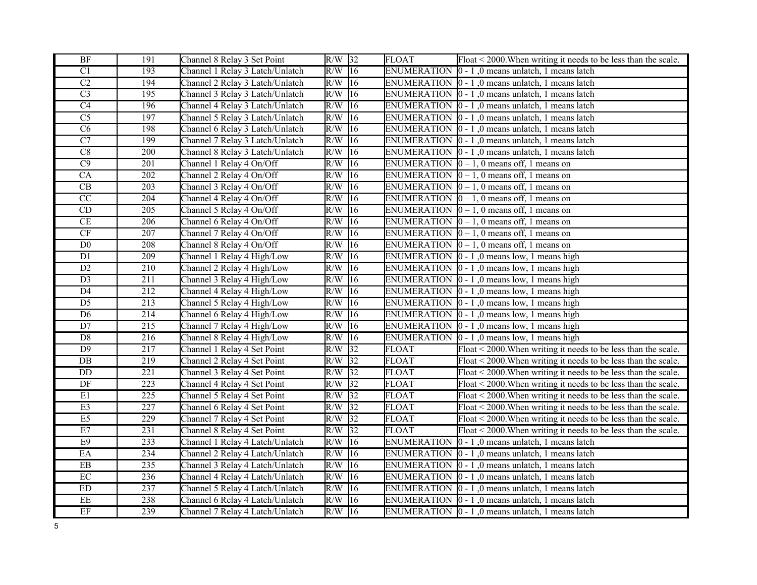| BF | 191 | Channel 8 Relay 3 Set Point | R/W | 32 | FLOAT | Float < 2000.When writing it needs to be less than the scale. |
|---|---|---|---|---|---|---|
| C1 | 193 | Channel 1 Relay 3 Latch/Unlatch | R/W | 16 | ENUMERATION | 0 - 1 ,0 means unlatch, 1 means latch |
| C2 | 194 | Channel 2 Relay 3 Latch/Unlatch | R/W | 16 | ENUMERATION | 0 - 1 ,0 means unlatch, 1 means latch |
| C3 | 195 | Channel 3 Relay 3 Latch/Unlatch | R/W | 16 | ENUMERATION | 0 - 1 ,0 means unlatch, 1 means latch |
| C4 | 196 | Channel 4 Relay 3 Latch/Unlatch | R/W | 16 | ENUMERATION | 0 - 1 ,0 means unlatch, 1 means latch |
| C5 | 197 | Channel 5 Relay 3 Latch/Unlatch | R/W | 16 | ENUMERATION | 0 - 1 ,0 means unlatch, 1 means latch |
| C6 | 198 | Channel 6 Relay 3 Latch/Unlatch | R/W | 16 | ENUMERATION | 0 - 1 ,0 means unlatch, 1 means latch |
| C7 | 199 | Channel 7 Relay 3 Latch/Unlatch | R/W | 16 | ENUMERATION | 0 - 1 ,0 means unlatch, 1 means latch |
| C8 | 200 | Channel 8 Relay 3 Latch/Unlatch | R/W | 16 | ENUMERATION | 0 - 1 ,0 means unlatch, 1 means latch |
| C9 | 201 | Channel 1 Relay 4 On/Off | R/W | 16 | ENUMERATION | 0 – 1, 0 means off, 1 means on |
| CA | 202 | Channel 2 Relay 4 On/Off | R/W | 16 | ENUMERATION | 0 – 1, 0 means off, 1 means on |
| CB | 203 | Channel 3 Relay 4 On/Off | R/W | 16 | ENUMERATION | 0 – 1, 0 means off, 1 means on |
| CC | 204 | Channel 4 Relay 4 On/Off | R/W | 16 | ENUMERATION | 0 – 1, 0 means off, 1 means on |
| CD | 205 | Channel 5 Relay 4 On/Off | R/W | 16 | ENUMERATION | 0 – 1, 0 means off, 1 means on |
| CE | 206 | Channel 6 Relay 4 On/Off | R/W | 16 | ENUMERATION | 0 – 1, 0 means off, 1 means on |
| CF | 207 | Channel 7 Relay 4 On/Off | R/W | 16 | ENUMERATION | 0 – 1, 0 means off, 1 means on |
| D0 | 208 | Channel 8 Relay 4 On/Off | R/W | 16 | ENUMERATION | 0 – 1, 0 means off, 1 means on |
| D1 | 209 | Channel 1 Relay 4 High/Low | R/W | 16 | ENUMERATION | 0 - 1 ,0 means low, 1 means high |
| D2 | 210 | Channel 2 Relay 4 High/Low | R/W | 16 | ENUMERATION | 0 - 1 ,0 means low, 1 means high |
| D3 | 211 | Channel 3 Relay 4 High/Low | R/W | 16 | ENUMERATION | 0 - 1 ,0 means low, 1 means high |
| D4 | 212 | Channel 4 Relay 4 High/Low | R/W | 16 | ENUMERATION | 0 - 1 ,0 means low, 1 means high |
| D5 | 213 | Channel 5 Relay 4 High/Low | R/W | 16 | ENUMERATION | 0 - 1 ,0 means low, 1 means high |
| D6 | 214 | Channel 6 Relay 4 High/Low | R/W | 16 | ENUMERATION | 0 - 1 ,0 means low, 1 means high |
| D7 | 215 | Channel 7 Relay 4 High/Low | R/W | 16 | ENUMERATION | 0 - 1 ,0 means low, 1 means high |
| D8 | 216 | Channel 8 Relay 4 High/Low | R/W | 16 | ENUMERATION | 0 - 1 ,0 means low, 1 means high |
| D9 | 217 | Channel 1 Relay 4 Set Point | R/W | 32 | FLOAT | Float < 2000.When writing it needs to be less than the scale. |
| DB | 219 | Channel 2 Relay 4 Set Point | R/W | 32 | FLOAT | Float < 2000.When writing it needs to be less than the scale. |
| DD | 221 | Channel 3 Relay 4 Set Point | R/W | 32 | FLOAT | Float < 2000.When writing it needs to be less than the scale. |
| DF | 223 | Channel 4 Relay 4 Set Point | R/W | 32 | FLOAT | Float < 2000.When writing it needs to be less than the scale. |
| E1 | 225 | Channel 5 Relay 4 Set Point | R/W | 32 | FLOAT | Float < 2000.When writing it needs to be less than the scale. |
| E3 | 227 | Channel 6 Relay 4 Set Point | R/W | 32 | FLOAT | Float < 2000.When writing it needs to be less than the scale. |
| E5 | 229 | Channel 7 Relay 4 Set Point | R/W | 32 | FLOAT | Float < 2000.When writing it needs to be less than the scale. |
| E7 | 231 | Channel 8 Relay 4 Set Point | R/W | 32 | FLOAT | Float < 2000.When writing it needs to be less than the scale. |
| E9 | 233 | Channel 1 Relay 4 Latch/Unlatch | R/W | 16 | ENUMERATION | 0 - 1 ,0 means unlatch, 1 means latch |
| EA | 234 | Channel 2 Relay 4 Latch/Unlatch | R/W | 16 | ENUMERATION | 0 - 1 ,0 means unlatch, 1 means latch |
| EB | 235 | Channel 3 Relay 4 Latch/Unlatch | R/W | 16 | ENUMERATION | 0 - 1 ,0 means unlatch, 1 means latch |
| EC | 236 | Channel 4 Relay 4 Latch/Unlatch | R/W | 16 | ENUMERATION | 0 - 1 ,0 means unlatch, 1 means latch |
| ED | 237 | Channel 5 Relay 4 Latch/Unlatch | R/W | 16 | ENUMERATION | 0 - 1 ,0 means unlatch, 1 means latch |
| EE | 238 | Channel 6 Relay 4 Latch/Unlatch | R/W | 16 | ENUMERATION | 0 - 1 ,0 means unlatch, 1 means latch |
| EF | 239 | Channel 7 Relay 4 Latch/Unlatch | R/W | 16 | ENUMERATION | 0 - 1 ,0 means unlatch, 1 means latch |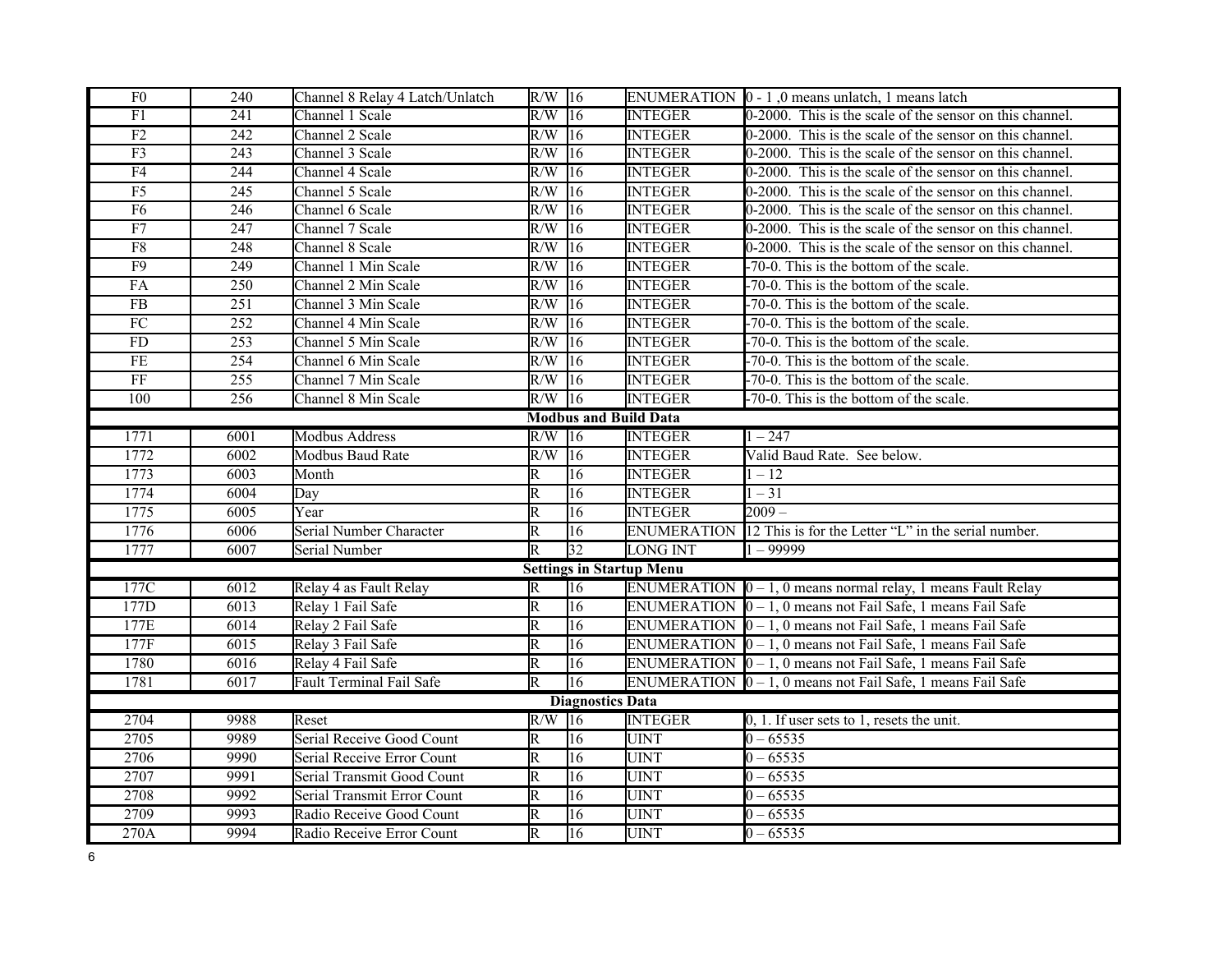| | | | | | | |
|---|---|---|---|---|---|---|
| F0 | 240 | Channel 8 Relay 4 Latch/Unlatch | R/W | 16 | ENUMERATION | 0 - 1 ,0 means unlatch, 1 means latch |
| F1 | 241 | Channel 1 Scale | R/W | 16 | INTEGER | 0-2000. This is the scale of the sensor on this channel. |
| F2 | 242 | Channel 2 Scale | R/W | 16 | INTEGER | 0-2000. This is the scale of the sensor on this channel. |
| F3 | 243 | Channel 3 Scale | R/W | 16 | INTEGER | 0-2000. This is the scale of the sensor on this channel. |
| F4 | 244 | Channel 4 Scale | R/W | 16 | INTEGER | 0-2000. This is the scale of the sensor on this channel. |
| F5 | 245 | Channel 5 Scale | R/W | 16 | INTEGER | 0-2000. This is the scale of the sensor on this channel. |
| F6 | 246 | Channel 6 Scale | R/W | 16 | INTEGER | 0-2000. This is the scale of the sensor on this channel. |
| F7 | 247 | Channel 7 Scale | R/W | 16 | INTEGER | 0-2000. This is the scale of the sensor on this channel. |
| F8 | 248 | Channel 8 Scale | R/W | 16 | INTEGER | 0-2000. This is the scale of the sensor on this channel. |
| F9 | 249 | Channel 1 Min Scale | R/W | 16 | INTEGER | -70-0. This is the bottom of the scale. |
| FA | 250 | Channel 2 Min Scale | R/W | 16 | INTEGER | -70-0. This is the bottom of the scale. |
| FB | 251 | Channel 3 Min Scale | R/W | 16 | INTEGER | -70-0. This is the bottom of the scale. |
| FC | 252 | Channel 4 Min Scale | R/W | 16 | INTEGER | -70-0. This is the bottom of the scale. |
| FD | 253 | Channel 5 Min Scale | R/W | 16 | INTEGER | -70-0. This is the bottom of the scale. |
| FE | 254 | Channel 6 Min Scale | R/W | 16 | INTEGER | -70-0. This is the bottom of the scale. |
| FF | 255 | Channel 7 Min Scale | R/W | 16 | INTEGER | -70-0. This is the bottom of the scale. |
| 100 | 256 | Channel 8 Min Scale | R/W | 16 | INTEGER | -70-0. This is the bottom of the scale. |
| **Modbus and Build Data** | | | | | | |
| 1771 | 6001 | Modbus Address | R/W | 16 | INTEGER | 1 – 247 |
| 1772 | 6002 | Modbus Baud Rate | R/W | 16 | INTEGER | Valid Baud Rate. See below. |
| 1773 | 6003 | Month | R | 16 | INTEGER | 1 – 12 |
| 1774 | 6004 | Day | R | 16 | INTEGER | 1 – 31 |
| 1775 | 6005 | Year | R | 16 | INTEGER | 2009 – |
| 1776 | 6006 | Serial Number Character | R | 16 | ENUMERATION | 12 This is for the Letter “L” in the serial number. |
| 1777 | 6007 | Serial Number | R | 32 | LONG INT | 1 – 99999 |
| **Settings in Startup Menu** | | | | | | |
| 177C | 6012 | Relay 4 as Fault Relay | R | 16 | ENUMERATION | 0 – 1, 0 means normal relay, 1 means Fault Relay |
| 177D | 6013 | Relay 1 Fail Safe | R | 16 | ENUMERATION | 0 – 1, 0 means not Fail Safe, 1 means Fail Safe |
| 177E | 6014 | Relay 2 Fail Safe | R | 16 | ENUMERATION | 0 – 1, 0 means not Fail Safe, 1 means Fail Safe |
| 177F | 6015 | Relay 3 Fail Safe | R | 16 | ENUMERATION | 0 – 1, 0 means not Fail Safe, 1 means Fail Safe |
| 1780 | 6016 | Relay 4 Fail Safe | R | 16 | ENUMERATION | 0 – 1, 0 means not Fail Safe, 1 means Fail Safe |
| 1781 | 6017 | Fault Terminal Fail Safe | R | 16 | ENUMERATION | 0 – 1, 0 means not Fail Safe, 1 means Fail Safe |
| **Diagnostics Data** | | | | | | |
| 2704 | 9988 | Reset | R/W | 16 | INTEGER | 0, 1. If user sets to 1, resets the unit. |
| 2705 | 9989 | Serial Receive Good Count | R | 16 | UINT | 0 – 65535 |
| 2706 | 9990 | Serial Receive Error Count | R | 16 | UINT | 0 – 65535 |
| 2707 | 9991 | Serial Transmit Good Count | R | 16 | UINT | 0 – 65535 |
| 2708 | 9992 | Serial Transmit Error Count | R | 16 | UINT | 0 – 65535 |
| 2709 | 9993 | Radio Receive Good Count | R | 16 | UINT | 0 – 65535 |
| 270A | 9994 | Radio Receive Error Count | R | 16 | UINT | 0 – 65535 |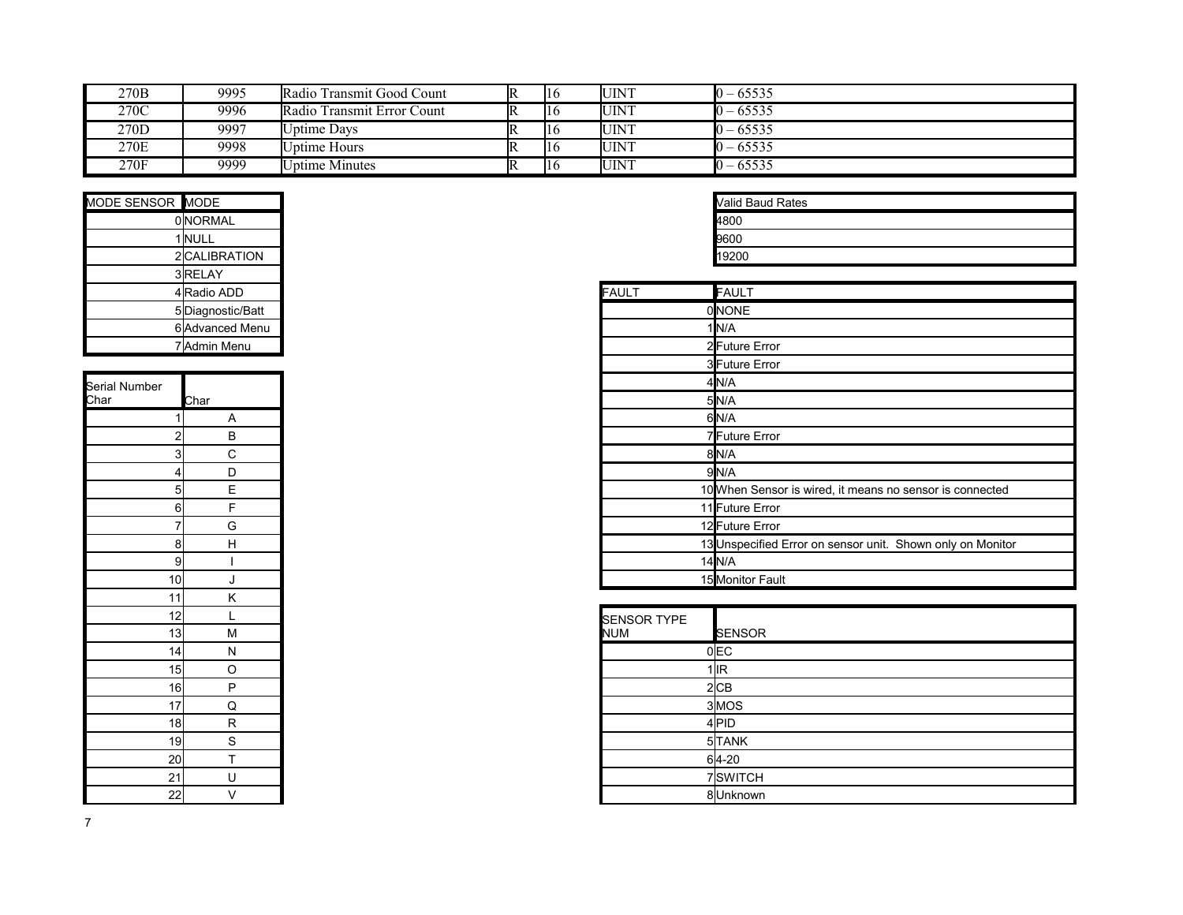| | | | | | | |
|---|---|---|---|---|---|---|
| 270B | 9995 | Radio Transmit Good Count | R | 16 | UINT | 0 – 65535 |
| 270C | 9996 | Radio Transmit Error Count | R | 16 | UINT | 0 – 65535 |
| 270D | 9997 | Uptime Days | R | 16 | UINT | 0 – 65535 |
| 270E | 9998 | Uptime Hours | R | 16 | UINT | 0 – 65535 |
| 270F | 9999 | Uptime Minutes | R | 16 | UINT | 0 – 65535 |

| MODE SENSOR | MODE |
|---|---|
| 0 | NORMAL |
| 1 | NULL |
| 2 | CALIBRATION |
| 3 | RELAY |
| 4 | Radio ADD |
| 5 | Diagnostic/Batt |
| 6 | Advanced Menu |
| 7 | Admin Menu |

| Serial Number Char | Char |
|---|---|
| 1 | A |
| 2 | B |
| 3 | C |
| 4 | D |
| 5 | E |
| 6 | F |
| 7 | G |
| 8 | H |
| 9 | I |
| 10 | J |
| 11 | K |
| 12 | L |
| 13 | M |
| 14 | N |
| 15 | O |
| 16 | P |
| 17 | Q |
| 18 | R |
| 19 | S |
| 20 | T |
| 21 | U |
| 22 | V |

| Valid Baud Rates |
|---|
| 4800 |
| 9600 |
| 19200 |

| FAULT | FAULT |
|---|---|
| 0 | NONE |
| 1 | N/A |
| 2 | Future Error |
| 3 | Future Error |
| 4 | N/A |
| 5 | N/A |
| 6 | N/A |
| 7 | Future Error |
| 8 | N/A |
| 9 | N/A |
| 10 | When Sensor is wired, it means no sensor is connected |
| 11 | Future Error |
| 12 | Future Error |
| 13 | Unspecified Error on sensor unit. Shown only on Monitor |
| 14 | N/A |
| 15 | Monitor Fault |

| SENSOR TYPE NUM | SENSOR |
|---|---|
| 0 | EC |
| 1 | IR |
| 2 | CB |
| 3 | MOS |
| 4 | PID |
| 5 | TANK |
| 6 | 4-20 |
| 7 | SWITCH |
| 8 | Unknown |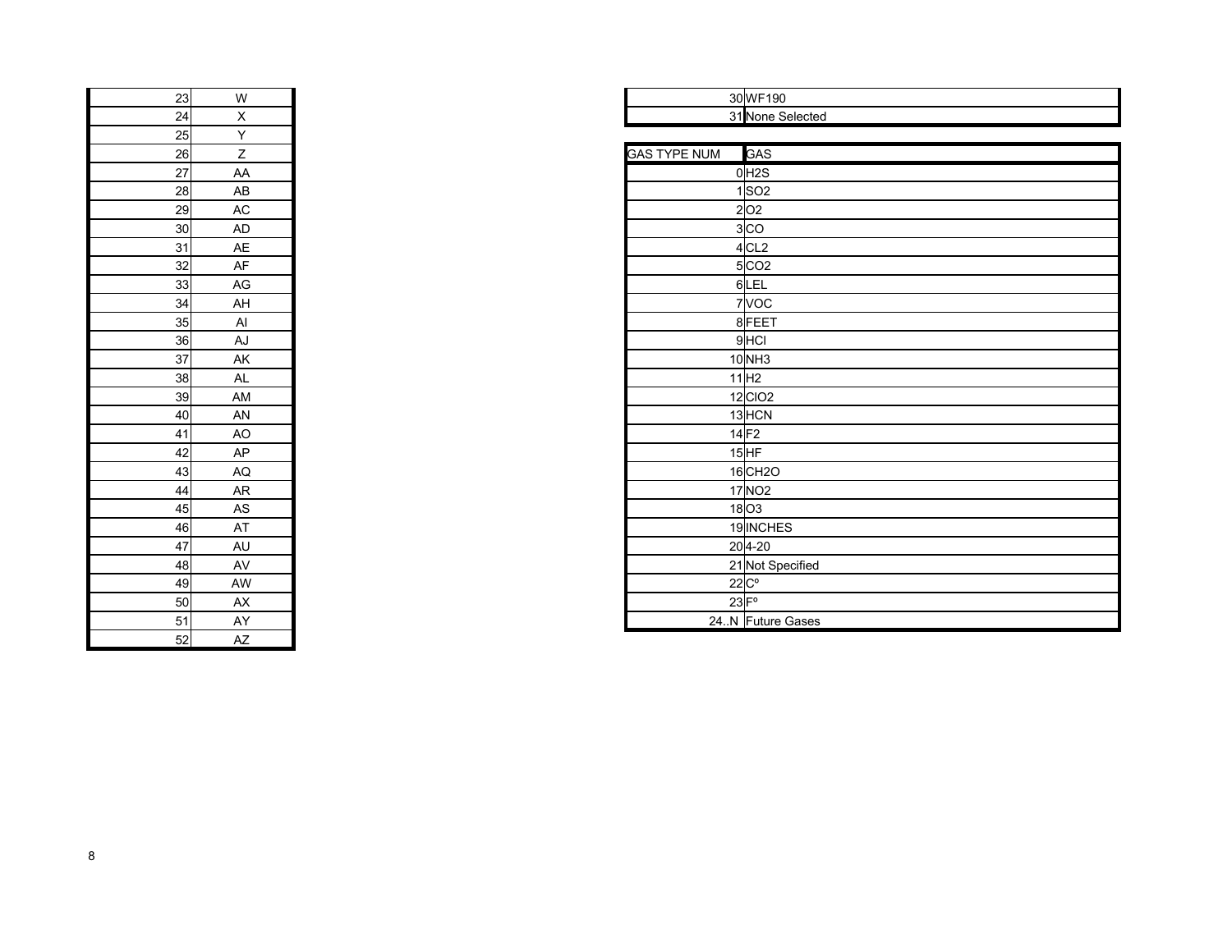| | |
|---|---|
| 23 | W |
| 24 | X |
| 25 | Y |
| 26 | Z |
| 27 | AA |
| 28 | AB |
| 29 | AC |
| 30 | AD |
| 31 | AE |
| 32 | AF |
| 33 | AG |
| 34 | AH |
| 35 | AI |
| 36 | AJ |
| 37 | AK |
| 38 | AL |
| 39 | AM |
| 40 | AN |
| 41 | AO |
| 42 | AP |
| 43 | AQ |
| 44 | AR |
| 45 | AS |
| 46 | AT |
| 47 | AU |
| 48 | AV |
| 49 | AW |
| 50 | AX |
| 51 | AY |
| 52 | AZ |

| | |
|---|---|
| 30 | WF190 |
| 31 | None Selected |

| GAS TYPE NUM | GAS |
|---|---|
| 0 | H2S |
| 1 | SO2 |
| 2 | O2 |
| 3 | CO |
| 4 | CL2 |
| 5 | CO2 |
| 6 | LEL |
| 7 | VOC |
| 8 | FEET |
| 9 | HCl |
| 10 | NH3 |
| 11 | H2 |
| 12 | ClO2 |
| 13 | HCN |
| 14 | F2 |
| 15 | HF |
| 16 | CH2O |
| 17 | NO2 |
| 18 | O3 |
| 19 | INCHES |
| 20 | 4-20 |
| 21 | Not Specified |
| 22 | Cº |
| 23 | Fº |
| 24..N | Future Gases |